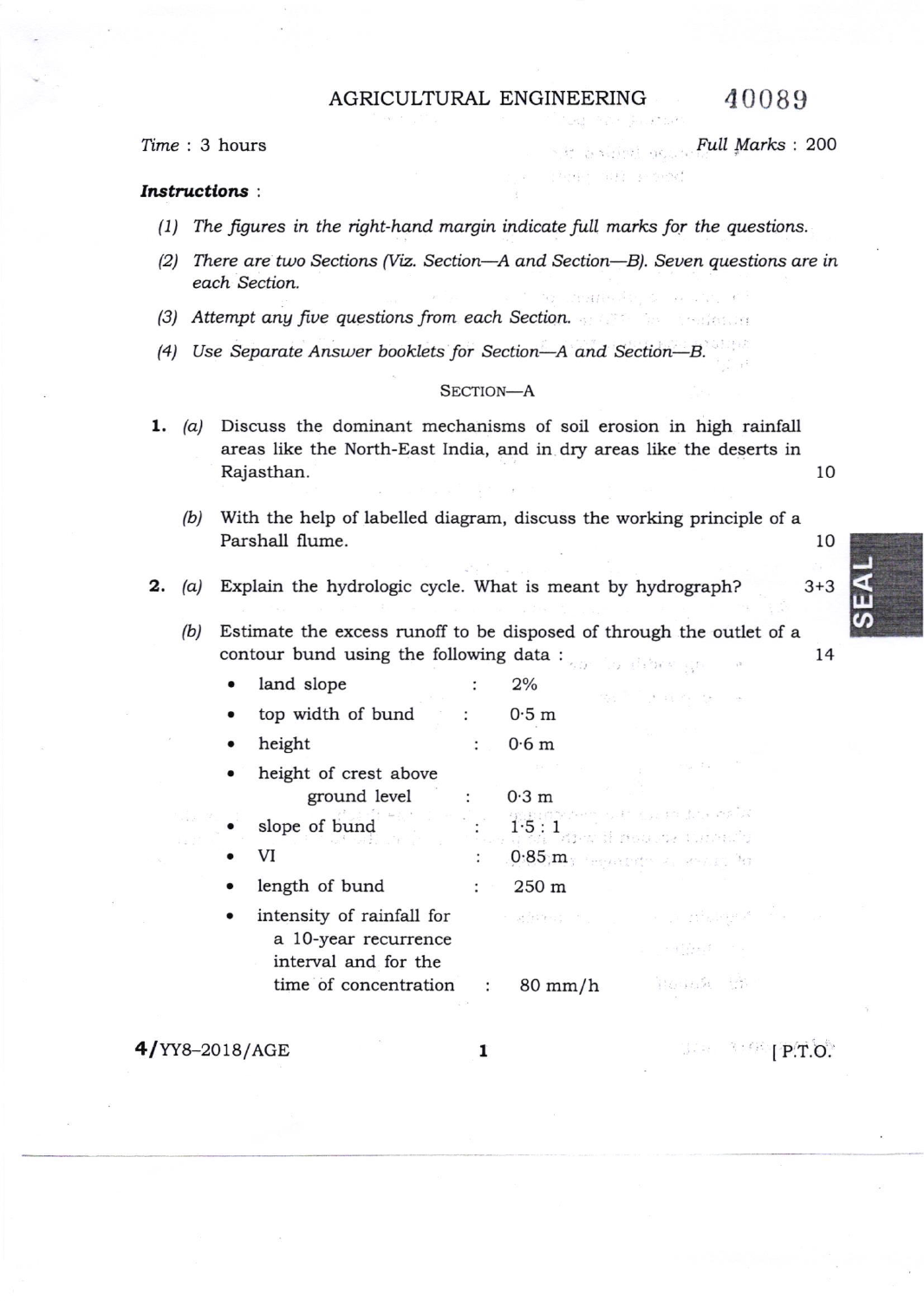# AGRICULTURAL ENGINEERING

40089

*Time* : 3 hours

*Full Marks* : 200

***Instructions*** :

*(1) The figures in the right-hand margin indicate full marks for the questions.*

*(2) There are two Sections (Viz. Section—A and Section—B). Seven questions are in each Section.*

*(3) Attempt any five questions from each Section.*

*(4) Use Separate Answer booklets for Section—A and Section—B.*

## SECTION—A

**1.** *(a)* Discuss the dominant mechanisms of soil erosion in high rainfall areas like the North-East India, and in dry areas like the deserts in Rajasthan. 10

*(b)* With the help of labelled diagram, discuss the working principle of a Parshall flume. 10

**2.** *(a)* Explain the hydrologic cycle. What is meant by hydrograph? 3+3

*(b)* Estimate the excess runoff to be disposed of through the outlet of a contour bund using the following data : 14

- land slope : 2%
- top width of bund : 0·5 m
- height : 0·6 m
- height of crest above ground level : 0·3 m
- slope of bund : 1·5 : 1
- VI : 0·85 m
- length of bund : 250 m
- intensity of rainfall for a 10-year recurrence interval and for the time of concentration : 80 mm/h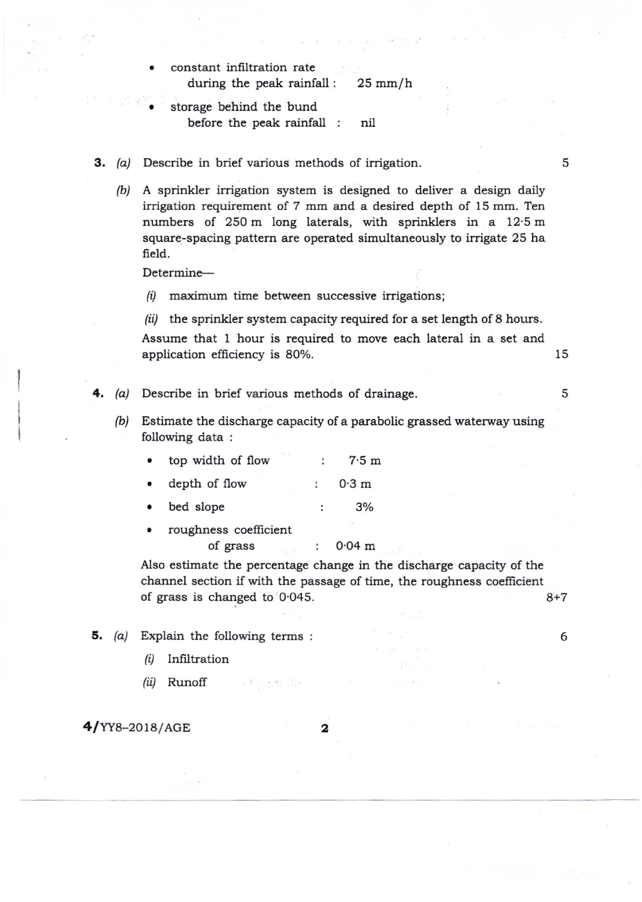- constant infiltration rate during the peak rainfall : 25 mm/h
- storage behind the bund before the peak rainfall : nil

**3.** *(a)* Describe in brief various methods of irrigation. 5

*(b)* A sprinkler irrigation system is designed to deliver a design daily irrigation requirement of 7 mm and a desired depth of 15 mm. Ten numbers of 250 m long laterals, with sprinklers in a 12·5 m square-spacing pattern are operated simultaneously to irrigate 25 ha field.

Determine—

*(i)* maximum time between successive irrigations;

*(ii)* the sprinkler system capacity required for a set length of 8 hours.

Assume that 1 hour is required to move each lateral in a set and application efficiency is 80%. 15

**4.** *(a)* Describe in brief various methods of drainage. 5

*(b)* Estimate the discharge capacity of a parabolic grassed waterway using following data :

- top width of flow : 7·5 m
- depth of flow : 0·3 m
- bed slope : 3%
- roughness coefficient of grass : 0·04 m

Also estimate the percentage change in the discharge capacity of the channel section if with the passage of time, the roughness coefficient of grass is changed to 0·045. 8+7

**5.** *(a)* Explain the following terms : 6

*(i)* Infiltration

*(ii)* Runoff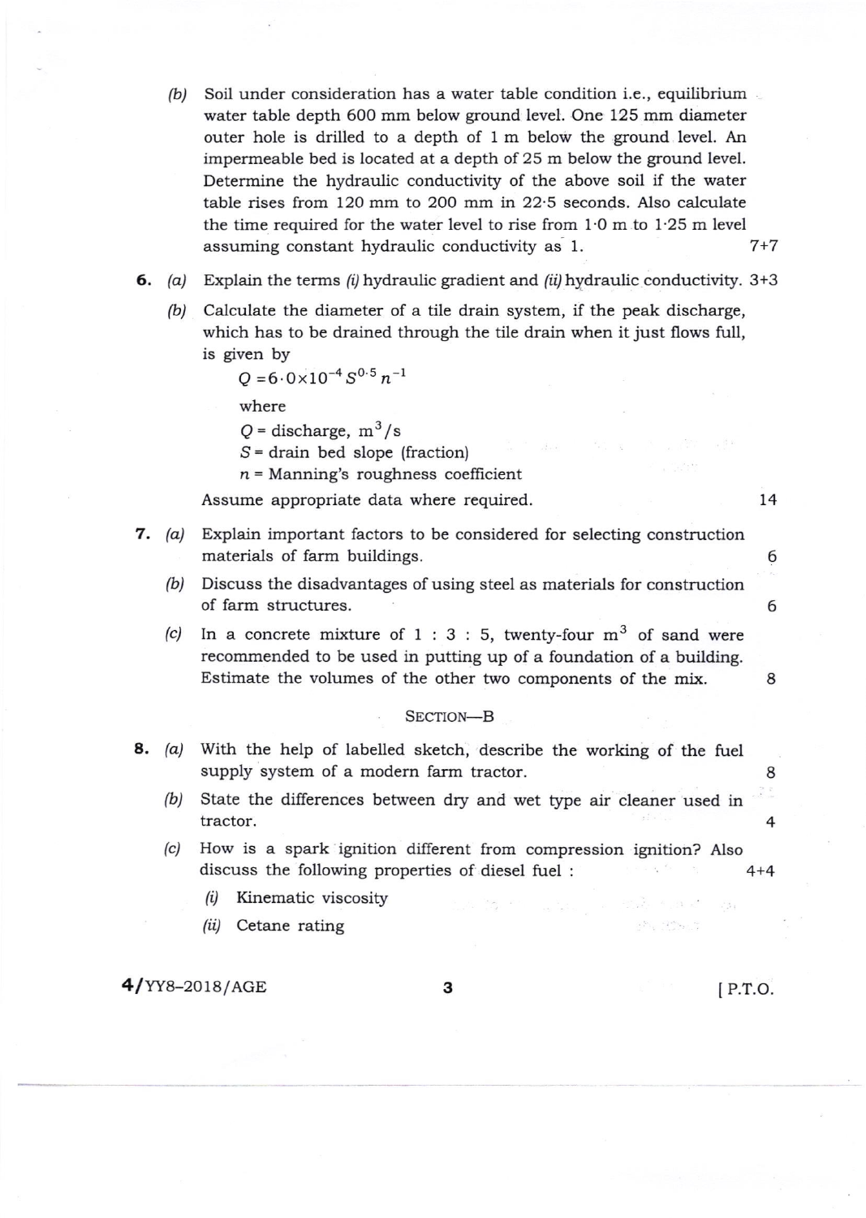*(b)* Soil under consideration has a water table condition i.e., equilibrium water table depth 600 mm below ground level. One 125 mm diameter outer hole is drilled to a depth of 1 m below the ground level. An impermeable bed is located at a depth of 25 m below the ground level. Determine the hydraulic conductivity of the above soil if the water table rises from 120 mm to 200 mm in 22·5 seconds. Also calculate the time required for the water level to rise from 1·0 m to 1·25 m level assuming constant hydraulic conductivity as 1. 7+7

**6.** *(a)* Explain the terms *(i)* hydraulic gradient and *(ii)* hydraulic conductivity. 3+3

*(b)* Calculate the diameter of a tile drain system, if the peak discharge, which has to be drained through the tile drain when it just flows full, is given by

$$Q = 6 \cdot 0 \times 10^{-4} S^{0 \cdot 5} n^{-1}$$

where

$Q$ = discharge, $m^3/s$

$S$ = drain bed slope (fraction)

$n$ = Manning's roughness coefficient

Assume appropriate data where required. 14

**7.** *(a)* Explain important factors to be considered for selecting construction materials of farm buildings. 6

*(b)* Discuss the disadvantages of using steel as materials for construction of farm structures. 6

*(c)* In a concrete mixture of 1 : 3 : 5, twenty-four $m^3$ of sand were recommended to be used in putting up of a foundation of a building. Estimate the volumes of the other two components of the mix. 8

## SECTION—B

**8.** *(a)* With the help of labelled sketch, describe the working of the fuel supply system of a modern farm tractor. 8

*(b)* State the differences between dry and wet type air cleaner used in tractor. 4

*(c)* How is a spark ignition different from compression ignition? Also discuss the following properties of diesel fuel : 4+4

*(i)* Kinematic viscosity

*(ii)* Cetane rating

4/YY8–2018/AGE [ P.T.O.